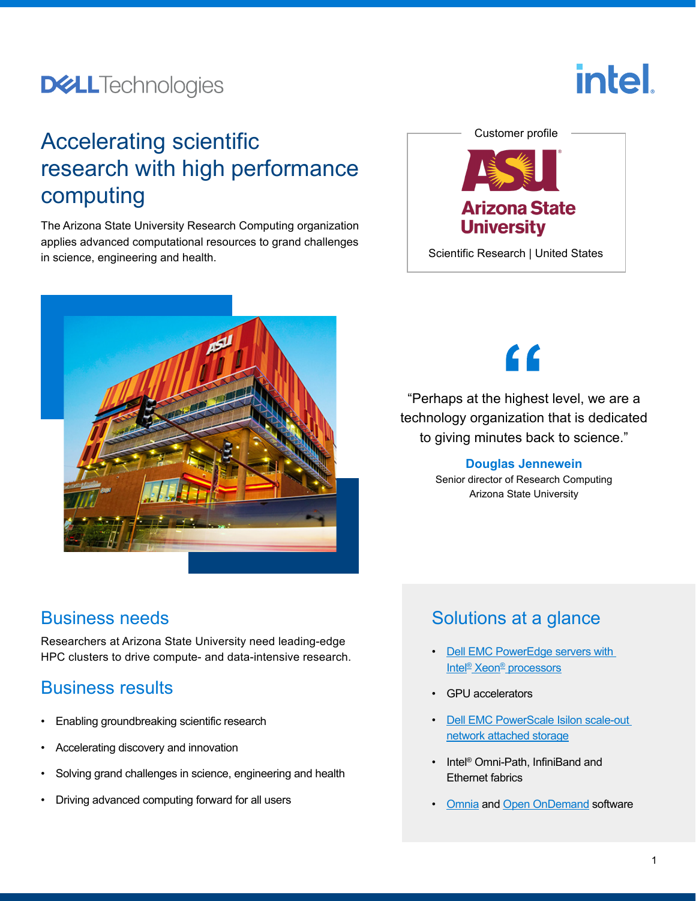# Accelerating scientific research with high performance computing

The Arizona State University Research Computing organization applies advanced computational resources to grand challenges in science, engineering and health.

Customer profile

Arizona State University

Scientific Research | United States

"Perhaps at the highest level, we are a technology organization that is dedicated to giving minutes back to science."

**Douglas Jennewein**
Senior director of Research Computing
Arizona State University

## Business needs

Researchers at Arizona State University need leading-edge HPC clusters to drive compute- and data-intensive research.

## Business results

- Enabling groundbreaking scientific research
- Accelerating discovery and innovation
- Solving grand challenges in science, engineering and health
- Driving advanced computing forward for all users

## Solutions at a glance

- Dell EMC PowerEdge servers with Intel® Xeon® processors
- GPU accelerators
- Dell EMC PowerScale Isilon scale-out network attached storage
- Intel® Omni-Path, InfiniBand and Ethernet fabrics
- Omnia and Open OnDemand software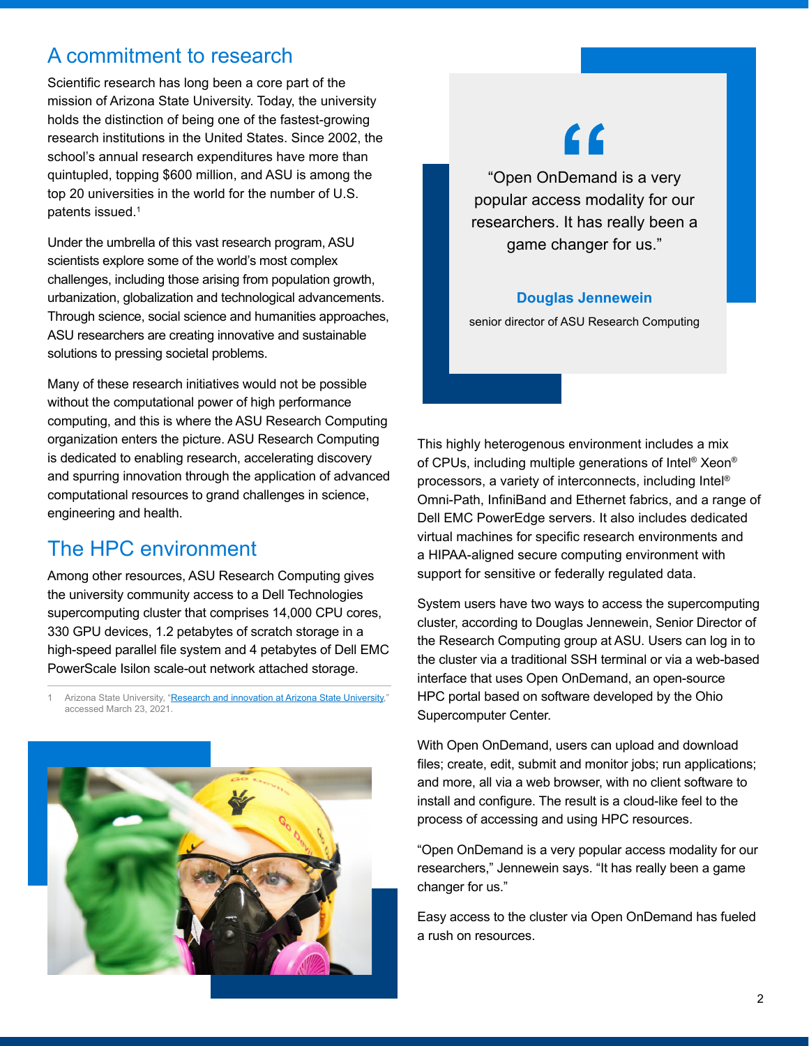## A commitment to research

Scientific research has long been a core part of the mission of Arizona State University. Today, the university holds the distinction of being one of the fastest-growing research institutions in the United States. Since 2002, the school's annual research expenditures have more than quintupled, topping $600 million, and ASU is among the top 20 universities in the world for the number of U.S. patents issued.[1]

Under the umbrella of this vast research program, ASU scientists explore some of the world's most complex challenges, including those arising from population growth, urbanization, globalization and technological advancements. Through science, social science and humanities approaches, ASU researchers are creating innovative and sustainable solutions to pressing societal problems.

Many of these research initiatives would not be possible without the computational power of high performance computing, and this is where the ASU Research Computing organization enters the picture. ASU Research Computing is dedicated to enabling research, accelerating discovery and spurring innovation through the application of advanced computational resources to grand challenges in science, engineering and health.

## The HPC environment

Among other resources, ASU Research Computing gives the university community access to a Dell Technologies supercomputing cluster that comprises 14,000 CPU cores, 330 GPU devices, 1.2 petabytes of scratch storage in a high-speed parallel file system and 4 petabytes of Dell EMC PowerScale Isilon scale-out network attached storage.

1 Arizona State University, "Research and innovation at Arizona State University," accessed March 23, 2021.

> "Open OnDemand is a very popular access modality for our researchers. It has really been a game changer for us."
>
> **Douglas Jennewein**
> senior director of ASU Research Computing

This highly heterogenous environment includes a mix of CPUs, including multiple generations of Intel® Xeon® processors, a variety of interconnects, including Intel® Omni-Path, InfiniBand and Ethernet fabrics, and a range of Dell EMC PowerEdge servers. It also includes dedicated virtual machines for specific research environments and a HIPAA-aligned secure computing environment with support for sensitive or federally regulated data.

System users have two ways to access the supercomputing cluster, according to Douglas Jennewein, Senior Director of the Research Computing group at ASU. Users can log in to the cluster via a traditional SSH terminal or via a web-based interface that uses Open OnDemand, an open-source HPC portal based on software developed by the Ohio Supercomputer Center.

With Open OnDemand, users can upload and download files; create, edit, submit and monitor jobs; run applications; and more, all via a web browser, with no client software to install and configure. The result is a cloud-like feel to the process of accessing and using HPC resources.

"Open OnDemand is a very popular access modality for our researchers," Jennewein says. "It has really been a game changer for us."

Easy access to the cluster via Open OnDemand has fueled a rush on resources.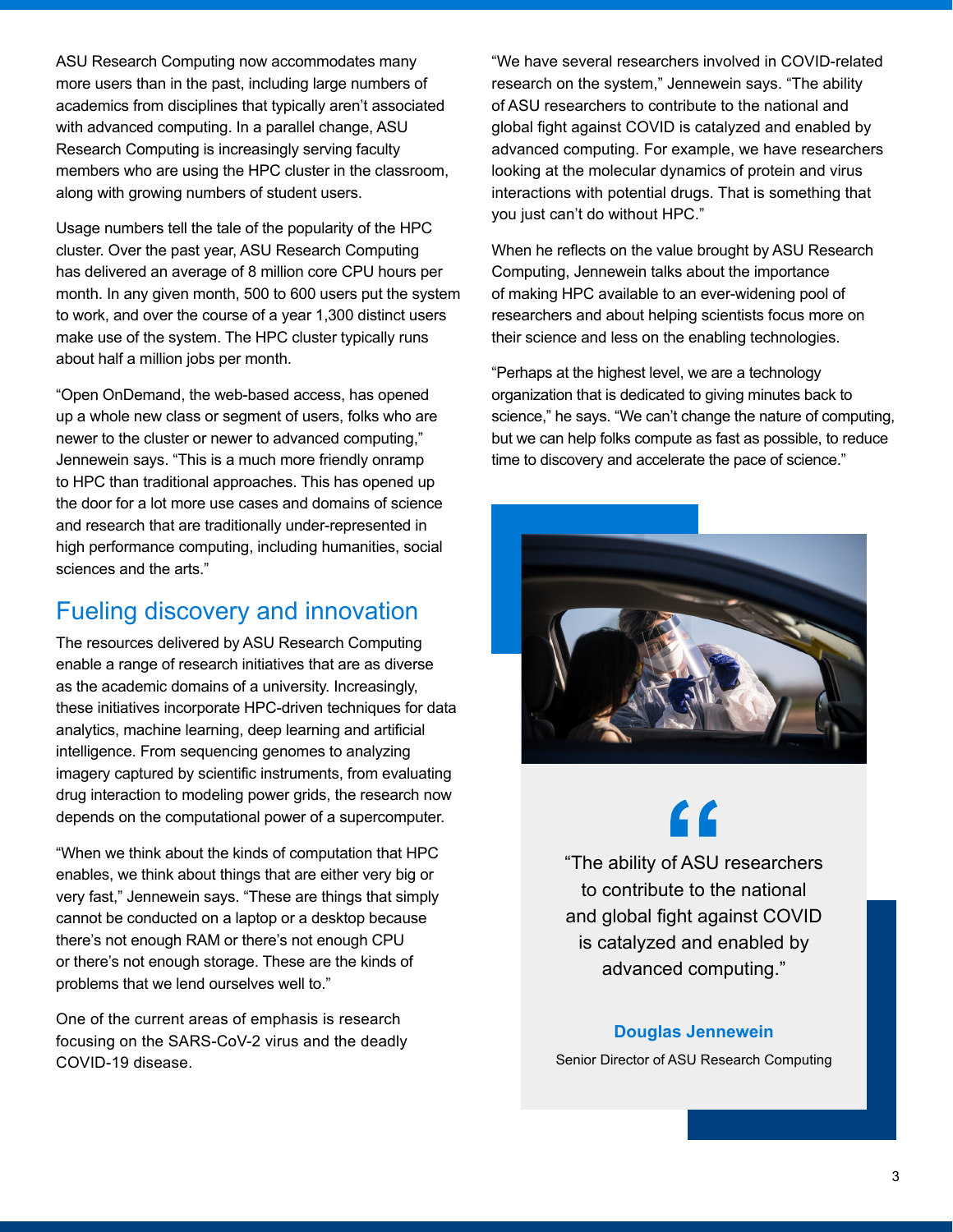ASU Research Computing now accommodates many more users than in the past, including large numbers of academics from disciplines that typically aren't associated with advanced computing. In a parallel change, ASU Research Computing is increasingly serving faculty members who are using the HPC cluster in the classroom, along with growing numbers of student users.

Usage numbers tell the tale of the popularity of the HPC cluster. Over the past year, ASU Research Computing has delivered an average of 8 million core CPU hours per month. In any given month, 500 to 600 users put the system to work, and over the course of a year 1,300 distinct users make use of the system. The HPC cluster typically runs about half a million jobs per month.

"Open OnDemand, the web-based access, has opened up a whole new class or segment of users, folks who are newer to the cluster or newer to advanced computing," Jennewein says. "This is a much more friendly onramp to HPC than traditional approaches. This has opened up the door for a lot more use cases and domains of science and research that are traditionally under-represented in high performance computing, including humanities, social sciences and the arts."

## Fueling discovery and innovation

The resources delivered by ASU Research Computing enable a range of research initiatives that are as diverse as the academic domains of a university. Increasingly, these initiatives incorporate HPC-driven techniques for data analytics, machine learning, deep learning and artificial intelligence. From sequencing genomes to analyzing imagery captured by scientific instruments, from evaluating drug interaction to modeling power grids, the research now depends on the computational power of a supercomputer.

"When we think about the kinds of computation that HPC enables, we think about things that are either very big or very fast," Jennewein says. "These are things that simply cannot be conducted on a laptop or a desktop because there's not enough RAM or there's not enough CPU or there's not enough storage. These are the kinds of problems that we lend ourselves well to."

One of the current areas of emphasis is research focusing on the SARS-CoV-2 virus and the deadly COVID-19 disease.

"We have several researchers involved in COVID-related research on the system," Jennewein says. "The ability of ASU researchers to contribute to the national and global fight against COVID is catalyzed and enabled by advanced computing. For example, we have researchers looking at the molecular dynamics of protein and virus interactions with potential drugs. That is something that you just can't do without HPC."

When he reflects on the value brought by ASU Research Computing, Jennewein talks about the importance of making HPC available to an ever-widening pool of researchers and about helping scientists focus more on their science and less on the enabling technologies.

"Perhaps at the highest level, we are a technology organization that is dedicated to giving minutes back to science," he says. "We can't change the nature of computing, but we can help folks compute as fast as possible, to reduce time to discovery and accelerate the pace of science."

> "The ability of ASU researchers to contribute to the national and global fight against COVID is catalyzed and enabled by advanced computing."
>
> **Douglas Jennewein**
> Senior Director of ASU Research Computing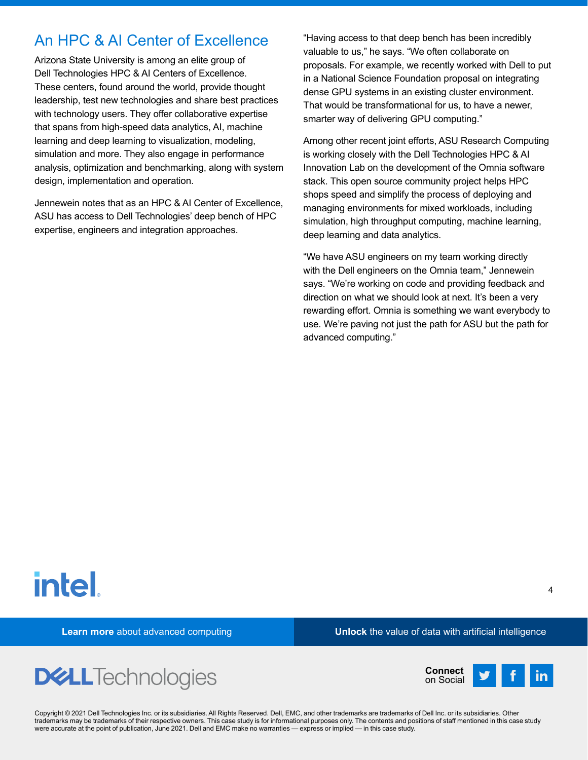## An HPC & AI Center of Excellence

Arizona State University is among an elite group of Dell Technologies HPC & AI Centers of Excellence. These centers, found around the world, provide thought leadership, test new technologies and share best practices with technology users. They offer collaborative expertise that spans from high-speed data analytics, AI, machine learning and deep learning to visualization, modeling, simulation and more. They also engage in performance analysis, optimization and benchmarking, along with system design, implementation and operation.

Jennewein notes that as an HPC & AI Center of Excellence, ASU has access to Dell Technologies' deep bench of HPC expertise, engineers and integration approaches.

"Having access to that deep bench has been incredibly valuable to us," he says. "We often collaborate on proposals. For example, we recently worked with Dell to put in a National Science Foundation proposal on integrating dense GPU systems in an existing cluster environment. That would be transformational for us, to have a newer, smarter way of delivering GPU computing."

Among other recent joint efforts, ASU Research Computing is working closely with the Dell Technologies HPC & AI Innovation Lab on the development of the Omnia software stack. This open source community project helps HPC shops speed and simplify the process of deploying and managing environments for mixed workloads, including simulation, high throughput computing, machine learning, deep learning and data analytics.

"We have ASU engineers on my team working directly with the Dell engineers on the Omnia team," Jennewein says. "We're working on code and providing feedback and direction on what we should look at next. It's been a very rewarding effort. Omnia is something we want everybody to use. We're paving not just the path for ASU but the path for advanced computing."

intel

**Learn more** about advanced computing

**Unlock** the value of data with artificial intelligence

DELL Technologies

**Connect** on Social

Copyright © 2021 Dell Technologies Inc. or its subsidiaries. All Rights Reserved. Dell, EMC, and other trademarks are trademarks of Dell Inc. or its subsidiaries. Other trademarks may be trademarks of their respective owners. This case study is for informational purposes only. The contents and positions of staff mentioned in this case study were accurate at the point of publication, June 2021. Dell and EMC make no warranties — express or implied — in this case study.